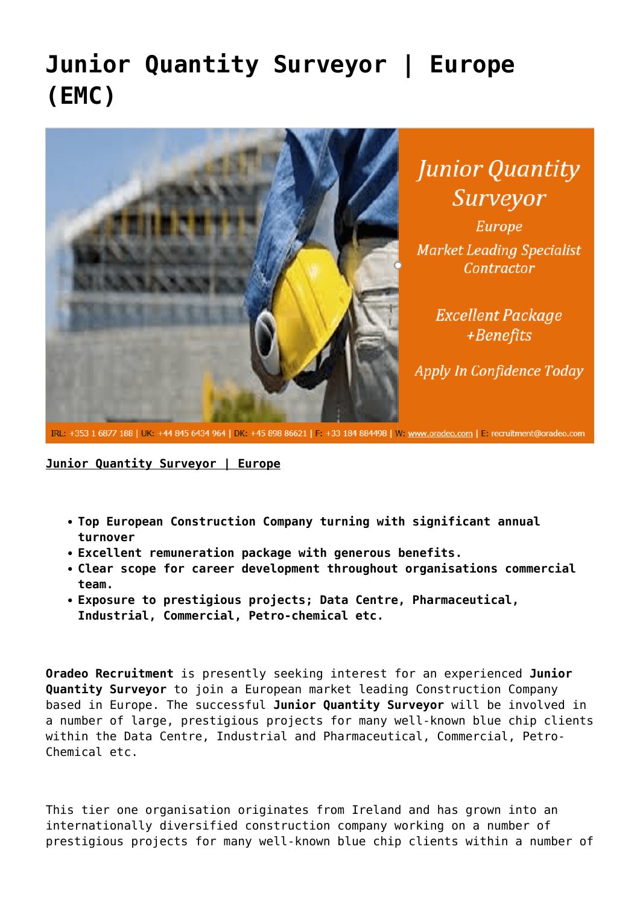# Junior Quantity Surveyor | Europe (EMC)

**Junior Quantity Surveyor | Europe**

- **Top European Construction Company turning with significant annual turnover**
- **Excellent remuneration package with generous benefits.**
- **Clear scope for career development throughout organisations commercial team.**
- **Exposure to prestigious projects; Data Centre, Pharmaceutical, Industrial, Commercial, Petro-chemical etc.**

**Oradeo Recruitment** is presently seeking interest for an experienced **Junior Quantity Surveyor** to join a European market leading Construction Company based in Europe. The successful **Junior Quantity Surveyor** will be involved in a number of large, prestigious projects for many well-known blue chip clients within the Data Centre, Industrial and Pharmaceutical, Commercial, Petro-Chemical etc.

This tier one organisation originates from Ireland and has grown into an internationally diversified construction company working on a number of prestigious projects for many well-known blue chip clients within a number of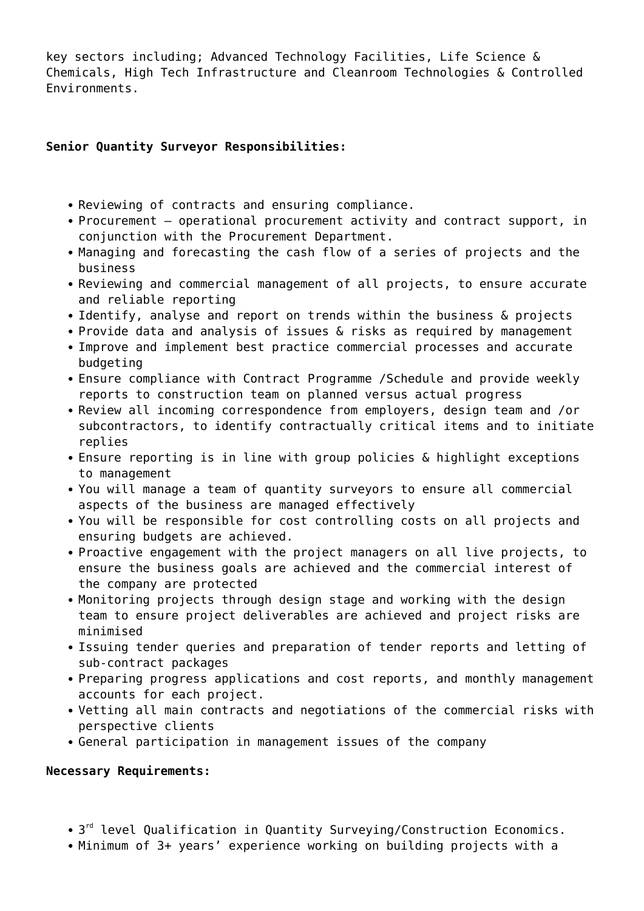key sectors including; Advanced Technology Facilities, Life Science & Chemicals, High Tech Infrastructure and Cleanroom Technologies & Controlled Environments.

**Senior Quantity Surveyor Responsibilities:**

- Reviewing of contracts and ensuring compliance.
- Procurement – operational procurement activity and contract support, in conjunction with the Procurement Department.
- Managing and forecasting the cash flow of a series of projects and the business
- Reviewing and commercial management of all projects, to ensure accurate and reliable reporting
- Identify, analyse and report on trends within the business & projects
- Provide data and analysis of issues & risks as required by management
- Improve and implement best practice commercial processes and accurate budgeting
- Ensure compliance with Contract Programme /Schedule and provide weekly reports to construction team on planned versus actual progress
- Review all incoming correspondence from employers, design team and /or subcontractors, to identify contractually critical items and to initiate replies
- Ensure reporting is in line with group policies & highlight exceptions to management
- You will manage a team of quantity surveyors to ensure all commercial aspects of the business are managed effectively
- You will be responsible for cost controlling costs on all projects and ensuring budgets are achieved.
- Proactive engagement with the project managers on all live projects, to ensure the business goals are achieved and the commercial interest of the company are protected
- Monitoring projects through design stage and working with the design team to ensure project deliverables are achieved and project risks are minimised
- Issuing tender queries and preparation of tender reports and letting of sub-contract packages
- Preparing progress applications and cost reports, and monthly management accounts for each project.
- Vetting all main contracts and negotiations of the commercial risks with perspective clients
- General participation in management issues of the company

**Necessary Requirements:**

- 3rd level Qualification in Quantity Surveying/Construction Economics.
- Minimum of 3+ years' experience working on building projects with a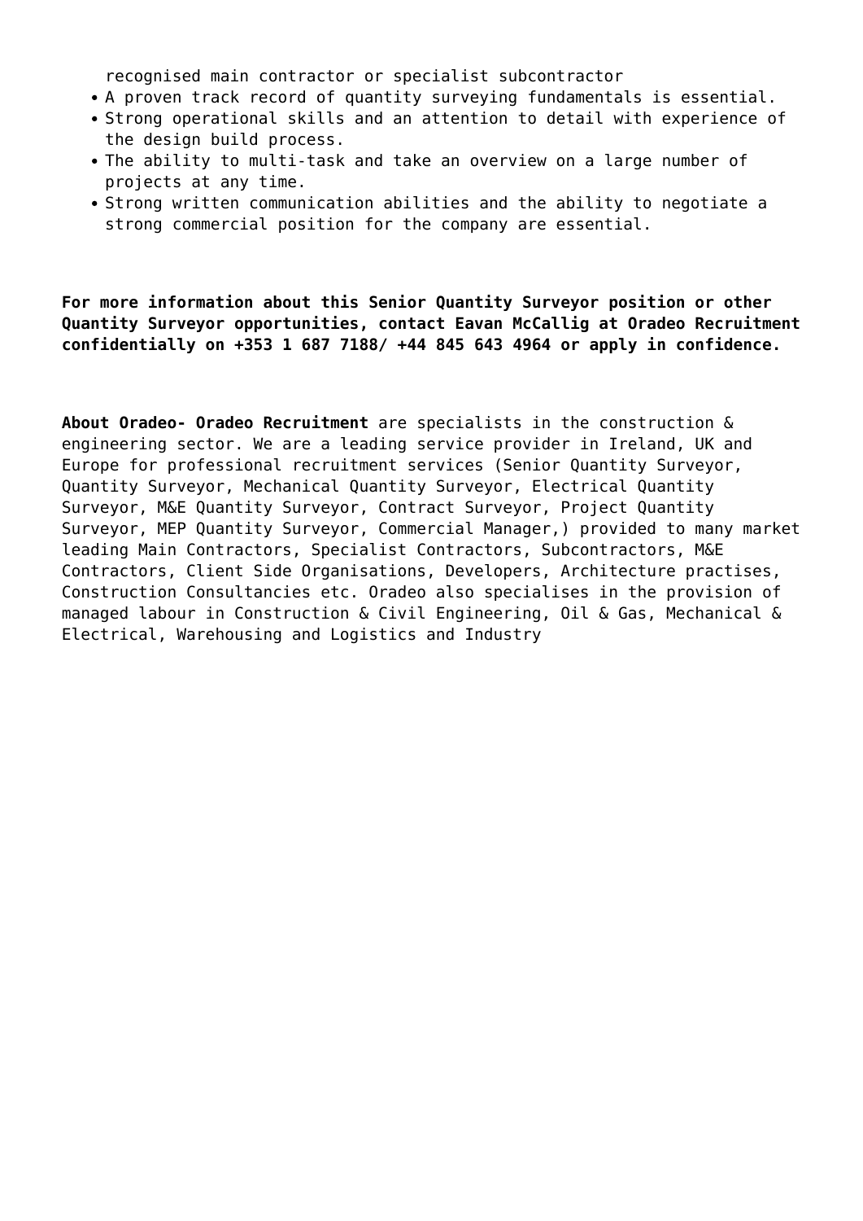recognised main contractor or specialist subcontractor

- A proven track record of quantity surveying fundamentals is essential.
- Strong operational skills and an attention to detail with experience of the design build process.
- The ability to multi-task and take an overview on a large number of projects at any time.
- Strong written communication abilities and the ability to negotiate a strong commercial position for the company are essential.

**For more information about this Senior Quantity Surveyor position or other Quantity Surveyor opportunities, contact Eavan McCallig at Oradeo Recruitment confidentially on +353 1 687 7188/ +44 845 643 4964 or apply in confidence.**

**About Oradeo- Oradeo Recruitment** are specialists in the construction & engineering sector. We are a leading service provider in Ireland, UK and Europe for professional recruitment services (Senior Quantity Surveyor, Quantity Surveyor, Mechanical Quantity Surveyor, Electrical Quantity Surveyor, M&E Quantity Surveyor, Contract Surveyor, Project Quantity Surveyor, MEP Quantity Surveyor, Commercial Manager,) provided to many market leading Main Contractors, Specialist Contractors, Subcontractors, M&E Contractors, Client Side Organisations, Developers, Architecture practises, Construction Consultancies etc. Oradeo also specialises in the provision of managed labour in Construction & Civil Engineering, Oil & Gas, Mechanical & Electrical, Warehousing and Logistics and Industry